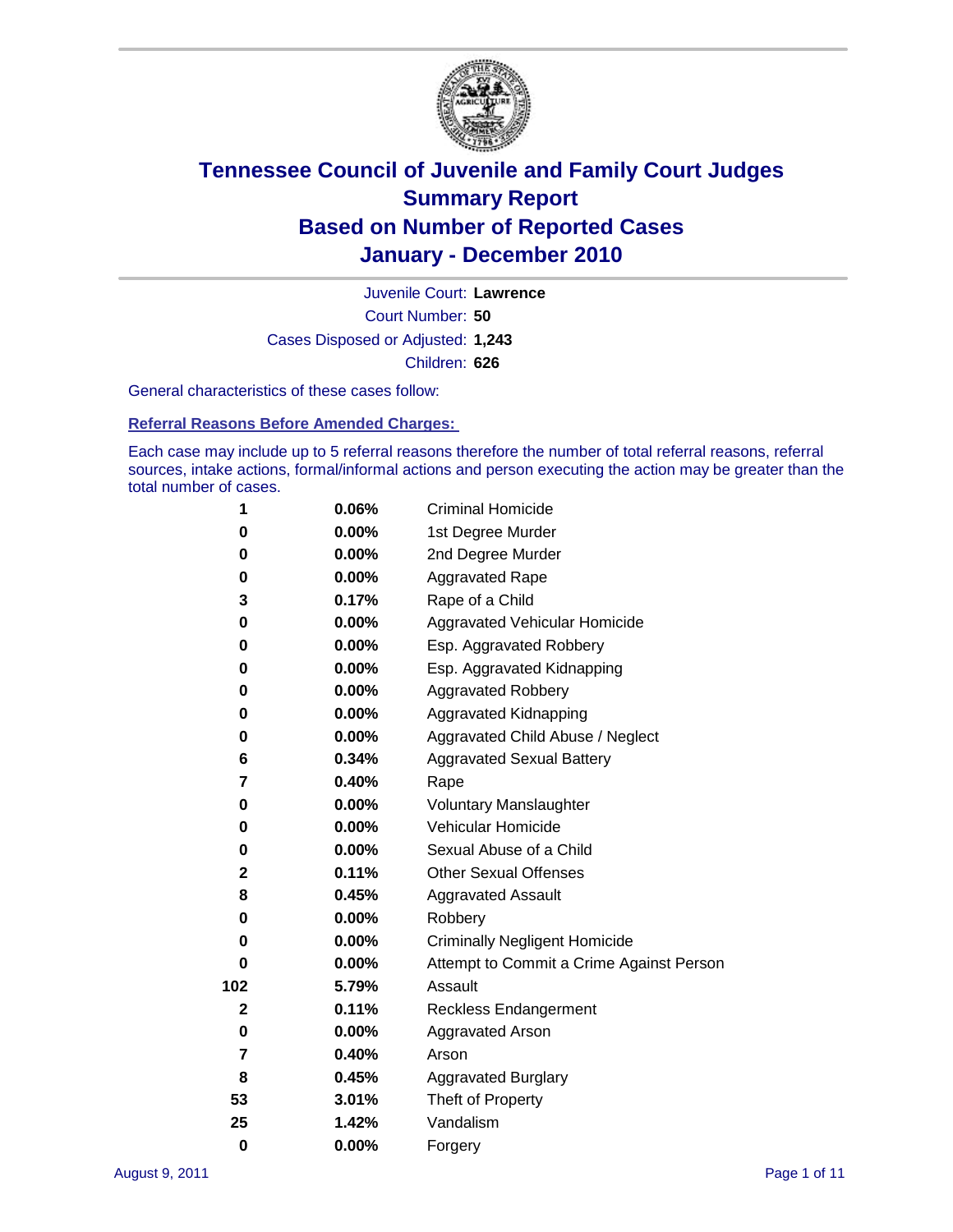# Tennessee Council of Juvenile and Family Court Judges
## Summary Report
## Based on Number of Reported Cases
## January - December 2010

Juvenile Court: **Lawrence**

Court Number: **50**

Cases Disposed or Adjusted: **1,243**

Children: **626**

General characteristics of these cases follow:

### Referral Reasons Before Amended Charges:

Each case may include up to 5 referral reasons therefore the number of total referral reasons, referral sources, intake actions, formal/informal actions and person executing the action may be greater than the total number of cases.

| Count | Percent | Referral Reason |
|---|---|---|
| 1 | 0.06% | Criminal Homicide |
| 0 | 0.00% | 1st Degree Murder |
| 0 | 0.00% | 2nd Degree Murder |
| 0 | 0.00% | Aggravated Rape |
| 3 | 0.17% | Rape of a Child |
| 0 | 0.00% | Aggravated Vehicular Homicide |
| 0 | 0.00% | Esp. Aggravated Robbery |
| 0 | 0.00% | Esp. Aggravated Kidnapping |
| 0 | 0.00% | Aggravated Robbery |
| 0 | 0.00% | Aggravated Kidnapping |
| 0 | 0.00% | Aggravated Child Abuse / Neglect |
| 6 | 0.34% | Aggravated Sexual Battery |
| 7 | 0.40% | Rape |
| 0 | 0.00% | Voluntary Manslaughter |
| 0 | 0.00% | Vehicular Homicide |
| 0 | 0.00% | Sexual Abuse of a Child |
| 2 | 0.11% | Other Sexual Offenses |
| 8 | 0.45% | Aggravated Assault |
| 0 | 0.00% | Robbery |
| 0 | 0.00% | Criminally Negligent Homicide |
| 0 | 0.00% | Attempt to Commit a Crime Against Person |
| 102 | 5.79% | Assault |
| 2 | 0.11% | Reckless Endangerment |
| 0 | 0.00% | Aggravated Arson |
| 7 | 0.40% | Arson |
| 8 | 0.45% | Aggravated Burglary |
| 53 | 3.01% | Theft of Property |
| 25 | 1.42% | Vandalism |
| 0 | 0.00% | Forgery |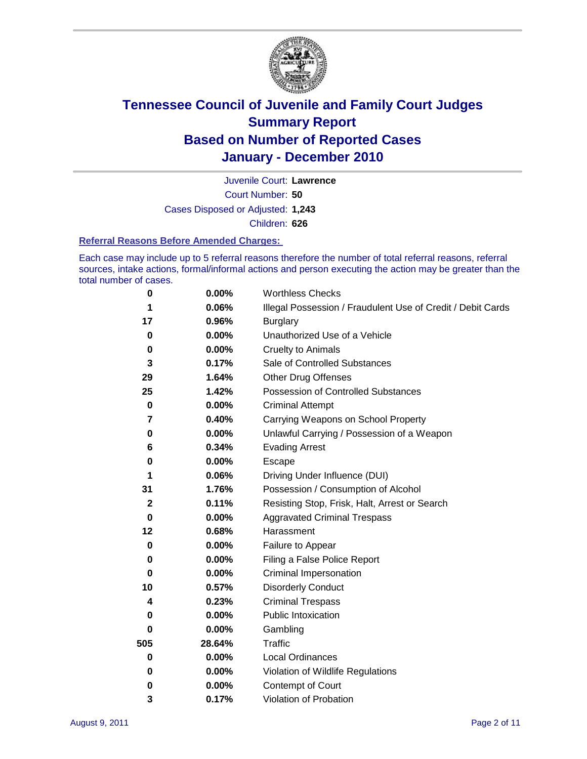# Tennessee Council of Juvenile and Family Court Judges
## Summary Report
## Based on Number of Reported Cases
## January - December 2010

Juvenile Court: **Lawrence**
Court Number: **50**
Cases Disposed or Adjusted: **1,243**
Children: **626**

### Referral Reasons Before Amended Charges:

Each case may include up to 5 referral reasons therefore the number of total referral reasons, referral sources, intake actions, formal/informal actions and person executing the action may be greater than the total number of cases.

| | | |
|---|---|---|
| 0 | 0.00% | Worthless Checks |
| 1 | 0.06% | Illegal Possession / Fraudulent Use of Credit / Debit Cards |
| 17 | 0.96% | Burglary |
| 0 | 0.00% | Unauthorized Use of a Vehicle |
| 0 | 0.00% | Cruelty to Animals |
| 3 | 0.17% | Sale of Controlled Substances |
| 29 | 1.64% | Other Drug Offenses |
| 25 | 1.42% | Possession of Controlled Substances |
| 0 | 0.00% | Criminal Attempt |
| 7 | 0.40% | Carrying Weapons on School Property |
| 0 | 0.00% | Unlawful Carrying / Possession of a Weapon |
| 6 | 0.34% | Evading Arrest |
| 0 | 0.00% | Escape |
| 1 | 0.06% | Driving Under Influence (DUI) |
| 31 | 1.76% | Possession / Consumption of Alcohol |
| 2 | 0.11% | Resisting Stop, Frisk, Halt, Arrest or Search |
| 0 | 0.00% | Aggravated Criminal Trespass |
| 12 | 0.68% | Harassment |
| 0 | 0.00% | Failure to Appear |
| 0 | 0.00% | Filing a False Police Report |
| 0 | 0.00% | Criminal Impersonation |
| 10 | 0.57% | Disorderly Conduct |
| 4 | 0.23% | Criminal Trespass |
| 0 | 0.00% | Public Intoxication |
| 0 | 0.00% | Gambling |
| 505 | 28.64% | Traffic |
| 0 | 0.00% | Local Ordinances |
| 0 | 0.00% | Violation of Wildlife Regulations |
| 0 | 0.00% | Contempt of Court |
| 3 | 0.17% | Violation of Probation |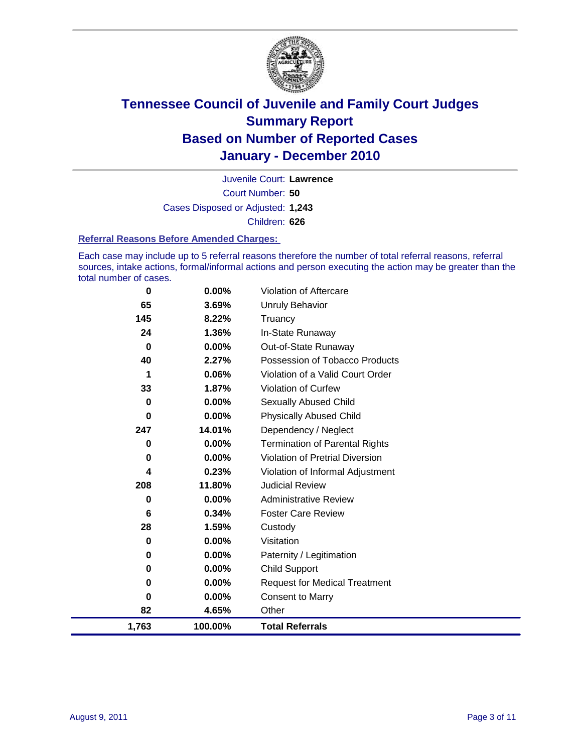# Tennessee Council of Juvenile and Family Court Judges
## Summary Report
## Based on Number of Reported Cases
## January - December 2010

Juvenile Court: **Lawrence**

Court Number: **50**

Cases Disposed or Adjusted: **1,243**

Children: **626**

### Referral Reasons Before Amended Charges:

Each case may include up to 5 referral reasons therefore the number of total referral reasons, referral sources, intake actions, formal/informal actions and person executing the action may be greater than the total number of cases.

| Count | Percent | Referral Reason |
|---|---|---|
| 0 | 0.00% | Violation of Aftercare |
| 65 | 3.69% | Unruly Behavior |
| 145 | 8.22% | Truancy |
| 24 | 1.36% | In-State Runaway |
| 0 | 0.00% | Out-of-State Runaway |
| 40 | 2.27% | Possession of Tobacco Products |
| 1 | 0.06% | Violation of a Valid Court Order |
| 33 | 1.87% | Violation of Curfew |
| 0 | 0.00% | Sexually Abused Child |
| 0 | 0.00% | Physically Abused Child |
| 247 | 14.01% | Dependency / Neglect |
| 0 | 0.00% | Termination of Parental Rights |
| 0 | 0.00% | Violation of Pretrial Diversion |
| 4 | 0.23% | Violation of Informal Adjustment |
| 208 | 11.80% | Judicial Review |
| 0 | 0.00% | Administrative Review |
| 6 | 0.34% | Foster Care Review |
| 28 | 1.59% | Custody |
| 0 | 0.00% | Visitation |
| 0 | 0.00% | Paternity / Legitimation |
| 0 | 0.00% | Child Support |
| 0 | 0.00% | Request for Medical Treatment |
| 0 | 0.00% | Consent to Marry |
| 82 | 4.65% | Other |
| **1,763** | **100.00%** | **Total Referrals** |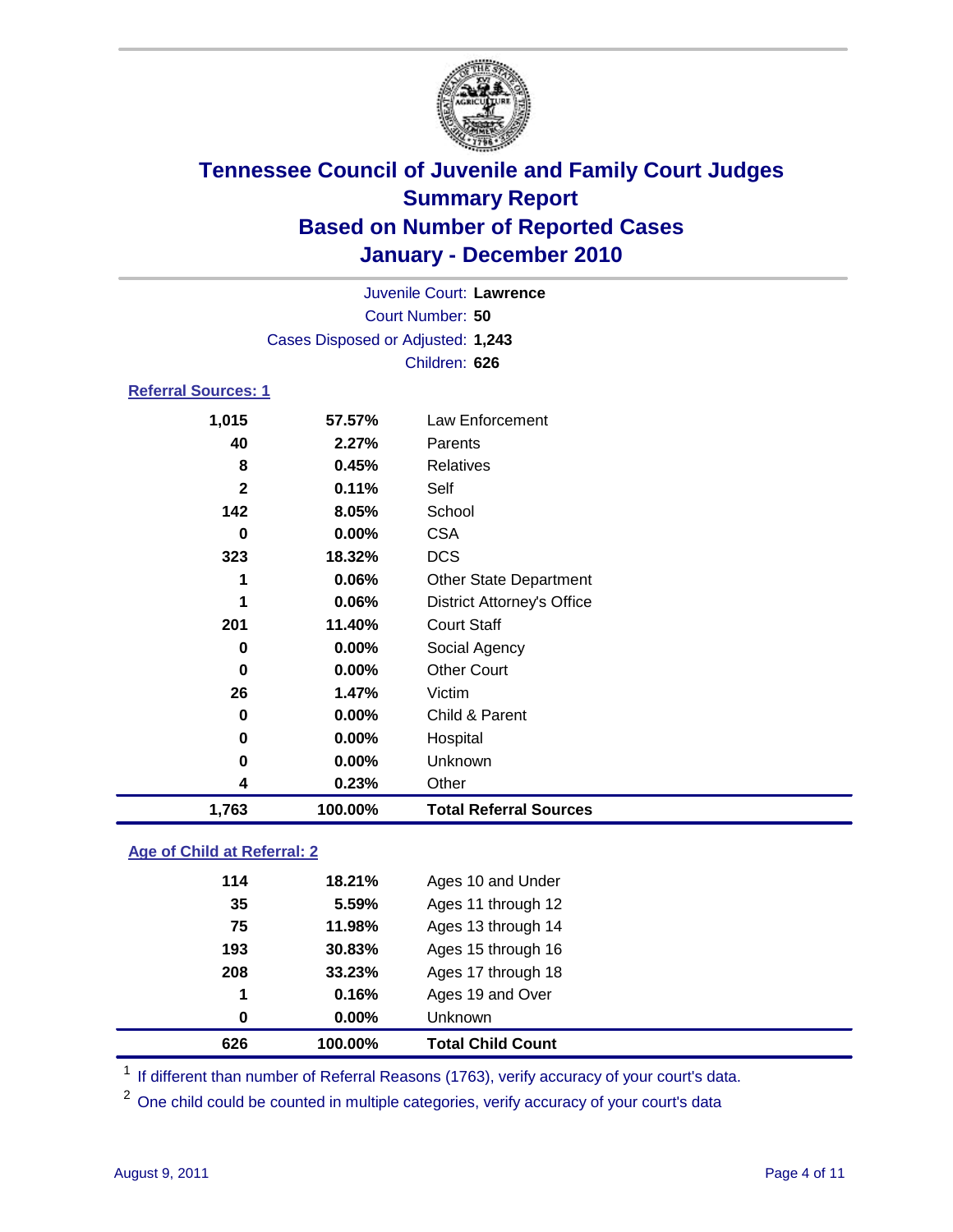# Tennessee Council of Juvenile and Family Court Judges
## Summary Report
## Based on Number of Reported Cases
## January - December 2010

Juvenile Court: **Lawrence**
Court Number: **50**
Cases Disposed or Adjusted: **1,243**
Children: **626**

### Referral Sources: 1

| | | |
|---|---|---|
| 1,015 | 57.57% | Law Enforcement |
| 40 | 2.27% | Parents |
| 8 | 0.45% | Relatives |
| 2 | 0.11% | Self |
| 142 | 8.05% | School |
| 0 | 0.00% | CSA |
| 323 | 18.32% | DCS |
| 1 | 0.06% | Other State Department |
| 1 | 0.06% | District Attorney's Office |
| 201 | 11.40% | Court Staff |
| 0 | 0.00% | Social Agency |
| 0 | 0.00% | Other Court |
| 26 | 1.47% | Victim |
| 0 | 0.00% | Child & Parent |
| 0 | 0.00% | Hospital |
| 0 | 0.00% | Unknown |
| 4 | 0.23% | Other |
| **1,763** | **100.00%** | **Total Referral Sources** |

### Age of Child at Referral: 2

| | | |
|---|---|---|
| 114 | 18.21% | Ages 10 and Under |
| 35 | 5.59% | Ages 11 through 12 |
| 75 | 11.98% | Ages 13 through 14 |
| 193 | 30.83% | Ages 15 through 16 |
| 208 | 33.23% | Ages 17 through 18 |
| 1 | 0.16% | Ages 19 and Over |
| 0 | 0.00% | Unknown |
| **626** | **100.00%** | **Total Child Count** |

[1] If different than number of Referral Reasons (1763), verify accuracy of your court's data.

[2] One child could be counted in multiple categories, verify accuracy of your court's data

August 9, 2011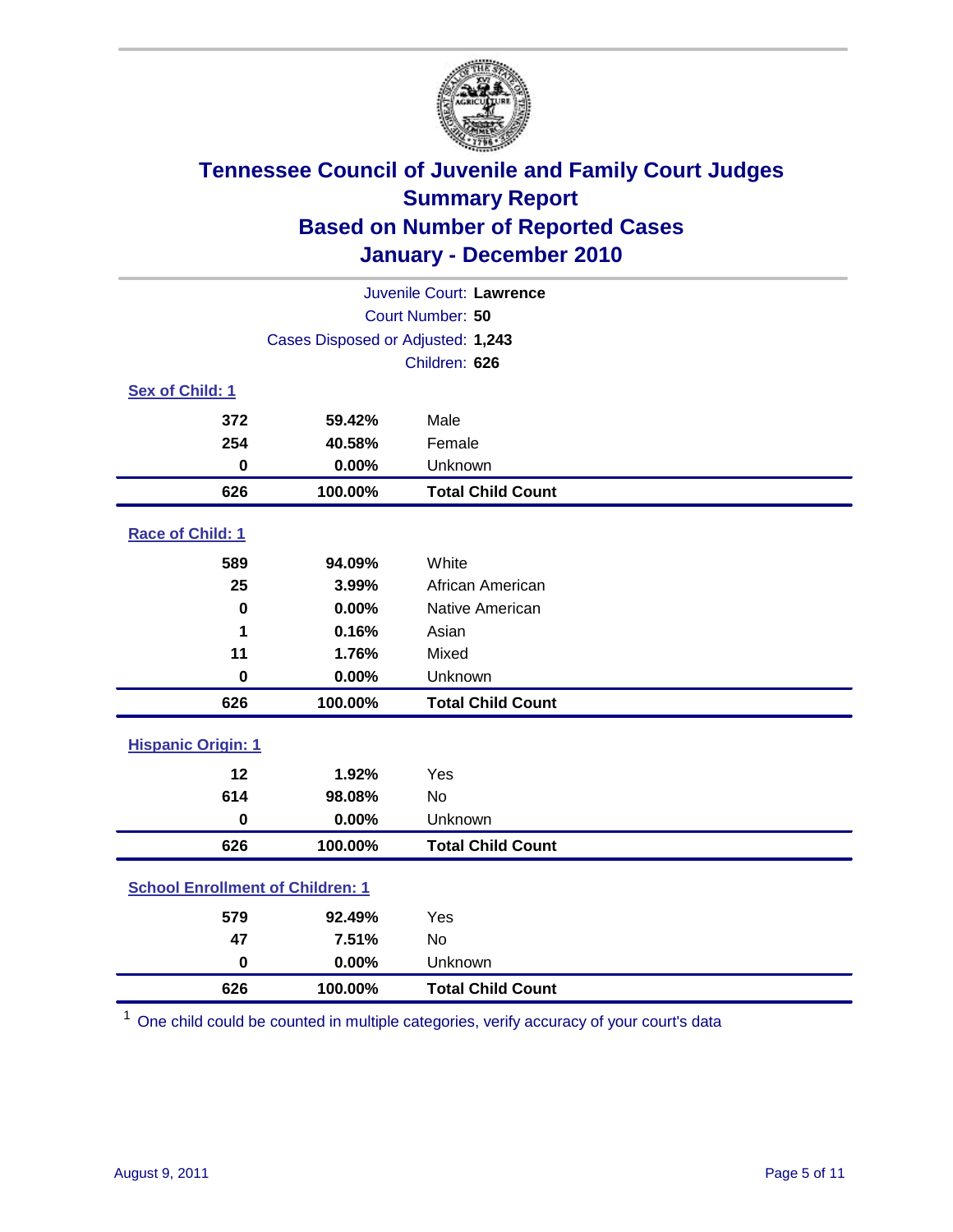# Tennessee Council of Juvenile and Family Court Judges
## Summary Report
## Based on Number of Reported Cases
## January - December 2010

Juvenile Court: **Lawrence**
Court Number: **50**
Cases Disposed or Adjusted: **1,243**
Children: **626**

### Sex of Child: 1

| | | |
|---|---|---|
| **372** | **59.42%** | Male |
| **254** | **40.58%** | Female |
| **0** | **0.00%** | Unknown |
| **626** | **100.00%** | **Total Child Count** |

### Race of Child: 1

| | | |
|---|---|---|
| **589** | **94.09%** | White |
| **25** | **3.99%** | African American |
| **0** | **0.00%** | Native American |
| **1** | **0.16%** | Asian |
| **11** | **1.76%** | Mixed |
| **0** | **0.00%** | Unknown |
| **626** | **100.00%** | **Total Child Count** |

### Hispanic Origin: 1

| | | |
|---|---|---|
| **12** | **1.92%** | Yes |
| **614** | **98.08%** | No |
| **0** | **0.00%** | Unknown |
| **626** | **100.00%** | **Total Child Count** |

### School Enrollment of Children: 1

| | | |
|---|---|---|
| **579** | **92.49%** | Yes |
| **47** | **7.51%** | No |
| **0** | **0.00%** | Unknown |
| **626** | **100.00%** | **Total Child Count** |

[1] One child could be counted in multiple categories, verify accuracy of your court's data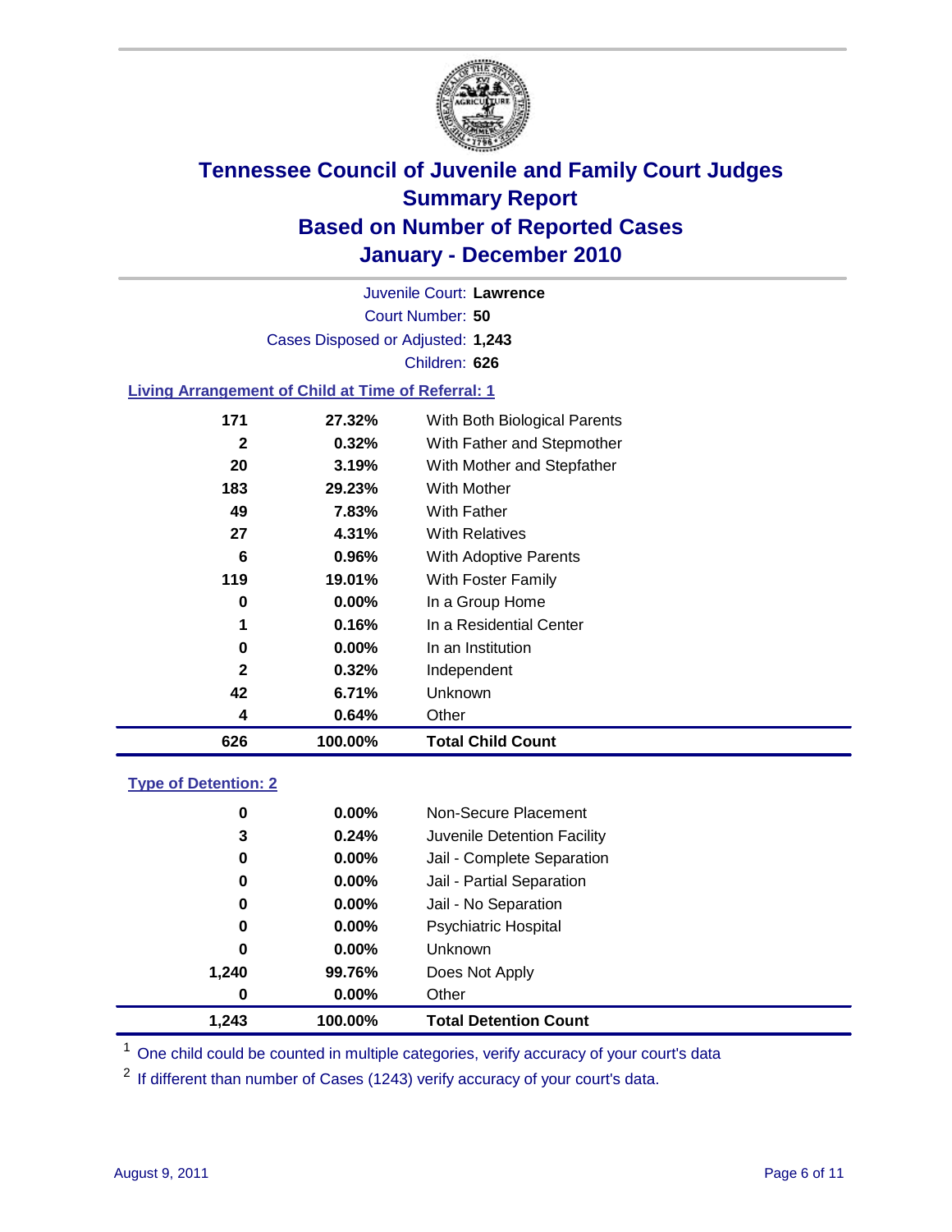# Tennessee Council of Juvenile and Family Court Judges
## Summary Report
## Based on Number of Reported Cases
## January - December 2010

Juvenile Court: **Lawrence**

Court Number: **50**

Cases Disposed or Adjusted: **1,243**

Children: **626**

### Living Arrangement of Child at Time of Referral: 1

| Count | Percent | Category |
|---|---|---|
| 171 | 27.32% | With Both Biological Parents |
| 2 | 0.32% | With Father and Stepmother |
| 20 | 3.19% | With Mother and Stepfather |
| 183 | 29.23% | With Mother |
| 49 | 7.83% | With Father |
| 27 | 4.31% | With Relatives |
| 6 | 0.96% | With Adoptive Parents |
| 119 | 19.01% | With Foster Family |
| 0 | 0.00% | In a Group Home |
| 1 | 0.16% | In a Residential Center |
| 0 | 0.00% | In an Institution |
| 2 | 0.32% | Independent |
| 42 | 6.71% | Unknown |
| 4 | 0.64% | Other |
| **626** | **100.00%** | **Total Child Count** |

### Type of Detention: 2

| Count | Percent | Category |
|---|---|---|
| 0 | 0.00% | Non-Secure Placement |
| 3 | 0.24% | Juvenile Detention Facility |
| 0 | 0.00% | Jail - Complete Separation |
| 0 | 0.00% | Jail - Partial Separation |
| 0 | 0.00% | Jail - No Separation |
| 0 | 0.00% | Psychiatric Hospital |
| 0 | 0.00% | Unknown |
| 1,240 | 99.76% | Does Not Apply |
| 0 | 0.00% | Other |
| **1,243** | **100.00%** | **Total Detention Count** |

[1] One child could be counted in multiple categories, verify accuracy of your court's data

[2] If different than number of Cases (1243) verify accuracy of your court's data.

August 9, 2011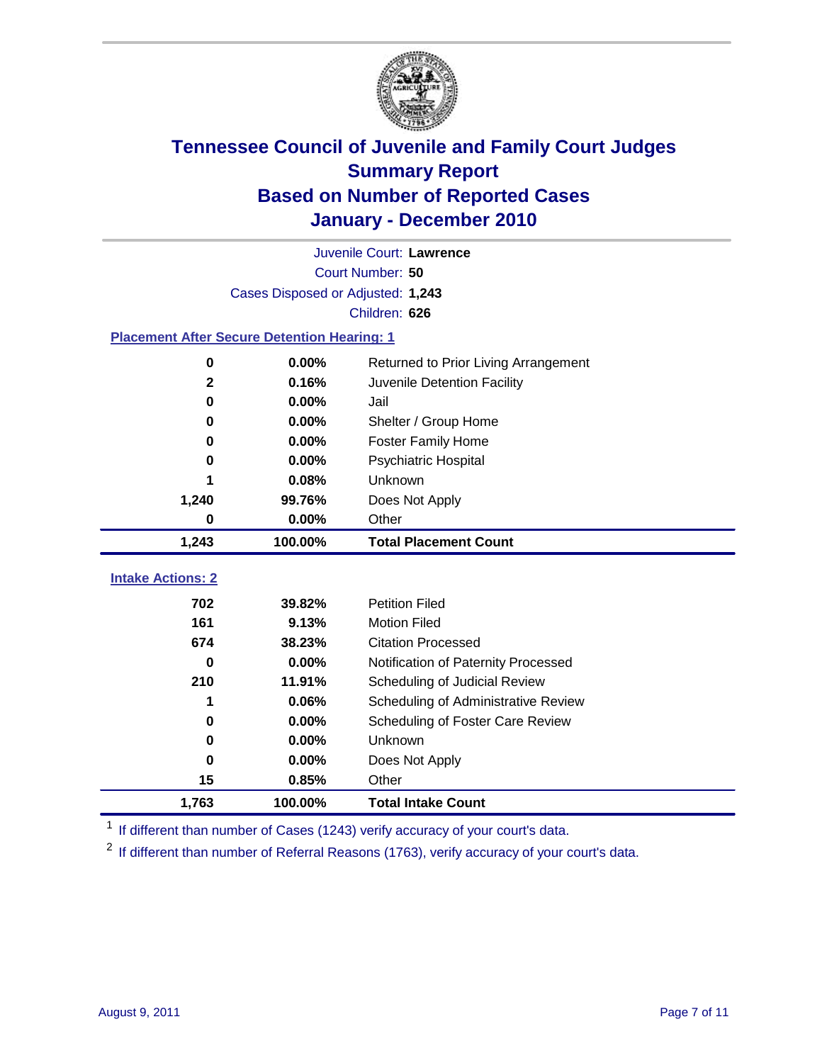# Tennessee Council of Juvenile and Family Court Judges
## Summary Report
## Based on Number of Reported Cases
## January - December 2010

Juvenile Court: **Lawrence**

Court Number: **50**

Cases Disposed or Adjusted: **1,243**

Children: **626**

### Placement After Secure Detention Hearing: 1

| Count | Percent | Placement |
|---|---|---|
| 0 | 0.00% | Returned to Prior Living Arrangement |
| 2 | 0.16% | Juvenile Detention Facility |
| 0 | 0.00% | Jail |
| 0 | 0.00% | Shelter / Group Home |
| 0 | 0.00% | Foster Family Home |
| 0 | 0.00% | Psychiatric Hospital |
| 1 | 0.08% | Unknown |
| 1,240 | 99.76% | Does Not Apply |
| 0 | 0.00% | Other |
| **1,243** | **100.00%** | **Total Placement Count** |

### Intake Actions: 2

| Count | Percent | Intake Action |
|---|---|---|
| 702 | 39.82% | Petition Filed |
| 161 | 9.13% | Motion Filed |
| 674 | 38.23% | Citation Processed |
| 0 | 0.00% | Notification of Paternity Processed |
| 210 | 11.91% | Scheduling of Judicial Review |
| 1 | 0.06% | Scheduling of Administrative Review |
| 0 | 0.00% | Scheduling of Foster Care Review |
| 0 | 0.00% | Unknown |
| 0 | 0.00% | Does Not Apply |
| 15 | 0.85% | Other |
| **1,763** | **100.00%** | **Total Intake Count** |

[1] If different than number of Cases (1243) verify accuracy of your court's data.

[2] If different than number of Referral Reasons (1763), verify accuracy of your court's data.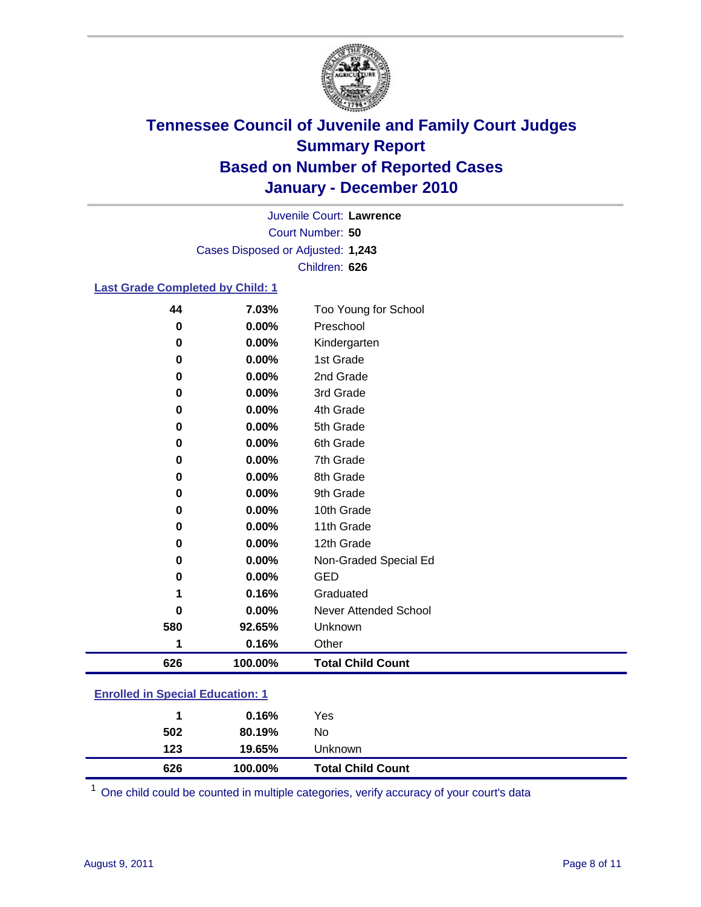# Tennessee Council of Juvenile and Family Court Judges
## Summary Report
## Based on Number of Reported Cases
## January - December 2010

Juvenile Court: **Lawrence**

Court Number: **50**

Cases Disposed or Adjusted: **1,243**

Children: **626**

### Last Grade Completed by Child: 1

| | | |
|---|---|---|
| 44 | 7.03% | Too Young for School |
| 0 | 0.00% | Preschool |
| 0 | 0.00% | Kindergarten |
| 0 | 0.00% | 1st Grade |
| 0 | 0.00% | 2nd Grade |
| 0 | 0.00% | 3rd Grade |
| 0 | 0.00% | 4th Grade |
| 0 | 0.00% | 5th Grade |
| 0 | 0.00% | 6th Grade |
| 0 | 0.00% | 7th Grade |
| 0 | 0.00% | 8th Grade |
| 0 | 0.00% | 9th Grade |
| 0 | 0.00% | 10th Grade |
| 0 | 0.00% | 11th Grade |
| 0 | 0.00% | 12th Grade |
| 0 | 0.00% | Non-Graded Special Ed |
| 0 | 0.00% | GED |
| 1 | 0.16% | Graduated |
| 0 | 0.00% | Never Attended School |
| 580 | 92.65% | Unknown |
| 1 | 0.16% | Other |
| **626** | **100.00%** | **Total Child Count** |

### Enrolled in Special Education: 1

| | | |
|---|---|---|
| 1 | 0.16% | Yes |
| 502 | 80.19% | No |
| 123 | 19.65% | Unknown |
| **626** | **100.00%** | **Total Child Count** |

[1] One child could be counted in multiple categories, verify accuracy of your court's data

August 9, 2011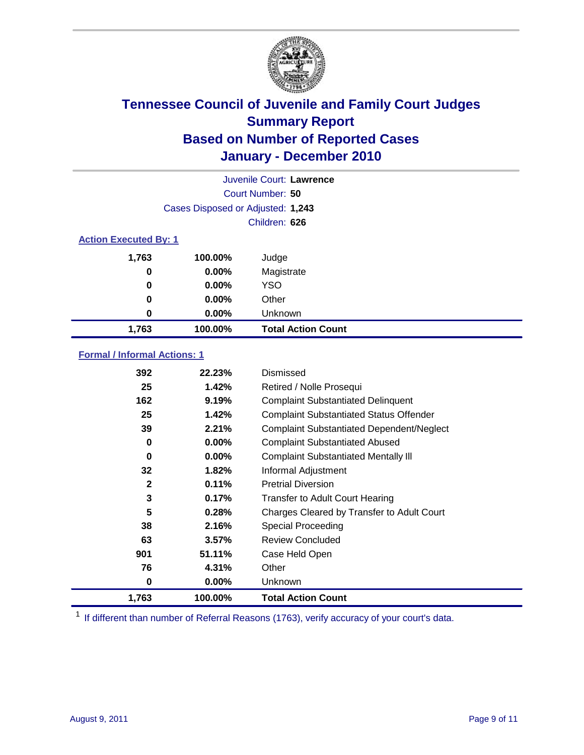# Tennessee Council of Juvenile and Family Court Judges
## Summary Report
## Based on Number of Reported Cases
## January - December 2010

Juvenile Court: **Lawrence**

Court Number: **50**

Cases Disposed or Adjusted: **1,243**

Children: **626**

### Action Executed By: 1

| | | |
|---|---|---|
| 1,763 | 100.00% | Judge |
| 0 | 0.00% | Magistrate |
| 0 | 0.00% | YSO |
| 0 | 0.00% | Other |
| 0 | 0.00% | Unknown |
| **1,763** | **100.00%** | **Total Action Count** |

### Formal / Informal Actions: 1

| | | |
|---|---|---|
| 392 | 22.23% | Dismissed |
| 25 | 1.42% | Retired / Nolle Prosequi |
| 162 | 9.19% | Complaint Substantiated Delinquent |
| 25 | 1.42% | Complaint Substantiated Status Offender |
| 39 | 2.21% | Complaint Substantiated Dependent/Neglect |
| 0 | 0.00% | Complaint Substantiated Abused |
| 0 | 0.00% | Complaint Substantiated Mentally Ill |
| 32 | 1.82% | Informal Adjustment |
| 2 | 0.11% | Pretrial Diversion |
| 3 | 0.17% | Transfer to Adult Court Hearing |
| 5 | 0.28% | Charges Cleared by Transfer to Adult Court |
| 38 | 2.16% | Special Proceeding |
| 63 | 3.57% | Review Concluded |
| 901 | 51.11% | Case Held Open |
| 76 | 4.31% | Other |
| 0 | 0.00% | Unknown |
| **1,763** | **100.00%** | **Total Action Count** |

[1] If different than number of Referral Reasons (1763), verify accuracy of your court's data.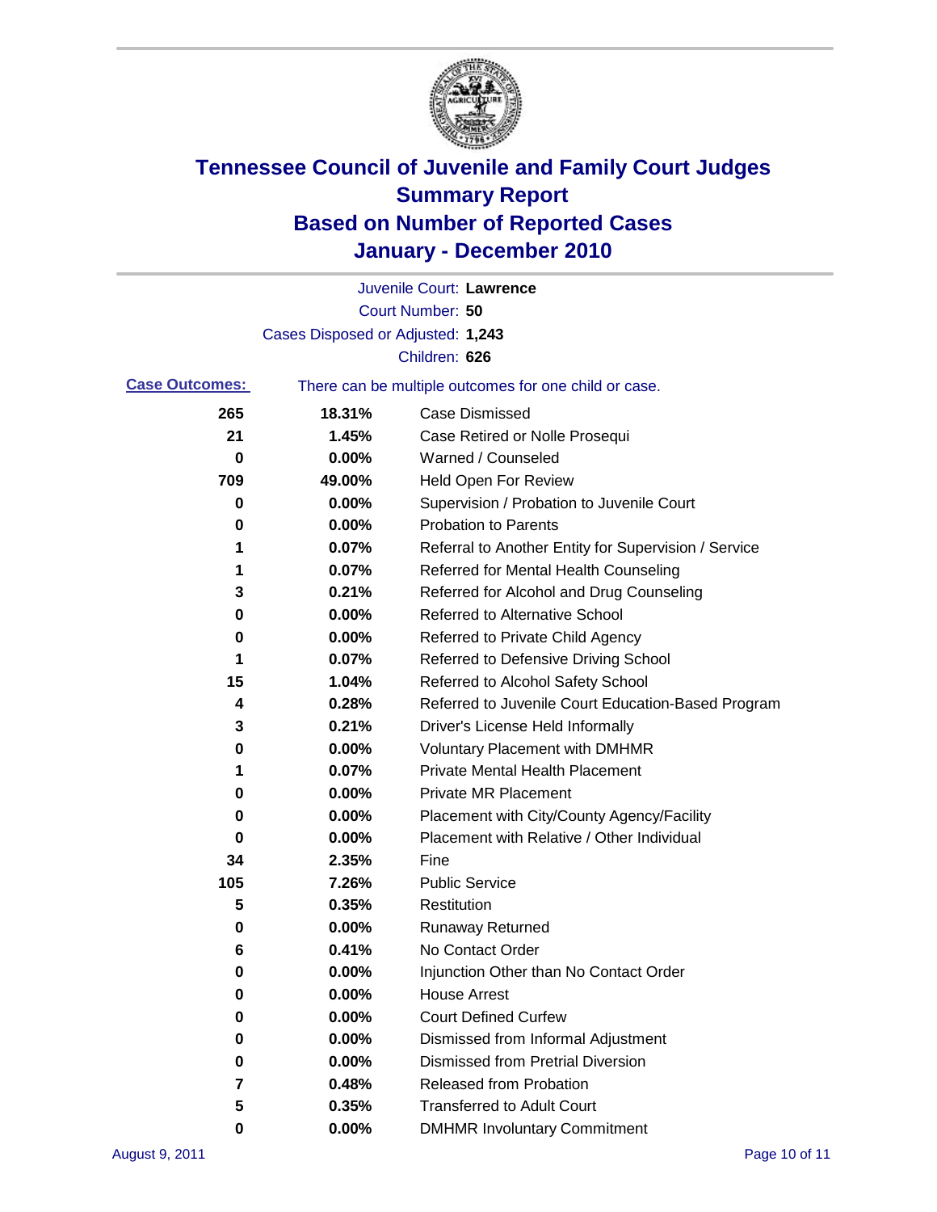# Tennessee Council of Juvenile and Family Court Judges
## Summary Report
## Based on Number of Reported Cases
## January - December 2010

Juvenile Court: **Lawrence**

Court Number: **50**

Cases Disposed or Adjusted: **1,243**

Children: **626**

**Case Outcomes:** There can be multiple outcomes for one child or case.

| Count | Percent | Outcome |
|---|---|---|
| 265 | 18.31% | Case Dismissed |
| 21 | 1.45% | Case Retired or Nolle Prosequi |
| 0 | 0.00% | Warned / Counseled |
| 709 | 49.00% | Held Open For Review |
| 0 | 0.00% | Supervision / Probation to Juvenile Court |
| 0 | 0.00% | Probation to Parents |
| 1 | 0.07% | Referral to Another Entity for Supervision / Service |
| 1 | 0.07% | Referred for Mental Health Counseling |
| 3 | 0.21% | Referred for Alcohol and Drug Counseling |
| 0 | 0.00% | Referred to Alternative School |
| 0 | 0.00% | Referred to Private Child Agency |
| 1 | 0.07% | Referred to Defensive Driving School |
| 15 | 1.04% | Referred to Alcohol Safety School |
| 4 | 0.28% | Referred to Juvenile Court Education-Based Program |
| 3 | 0.21% | Driver's License Held Informally |
| 0 | 0.00% | Voluntary Placement with DMHMR |
| 1 | 0.07% | Private Mental Health Placement |
| 0 | 0.00% | Private MR Placement |
| 0 | 0.00% | Placement with City/County Agency/Facility |
| 0 | 0.00% | Placement with Relative / Other Individual |
| 34 | 2.35% | Fine |
| 105 | 7.26% | Public Service |
| 5 | 0.35% | Restitution |
| 0 | 0.00% | Runaway Returned |
| 6 | 0.41% | No Contact Order |
| 0 | 0.00% | Injunction Other than No Contact Order |
| 0 | 0.00% | House Arrest |
| 0 | 0.00% | Court Defined Curfew |
| 0 | 0.00% | Dismissed from Informal Adjustment |
| 0 | 0.00% | Dismissed from Pretrial Diversion |
| 7 | 0.48% | Released from Probation |
| 5 | 0.35% | Transferred to Adult Court |
| 0 | 0.00% | DMHMR Involuntary Commitment |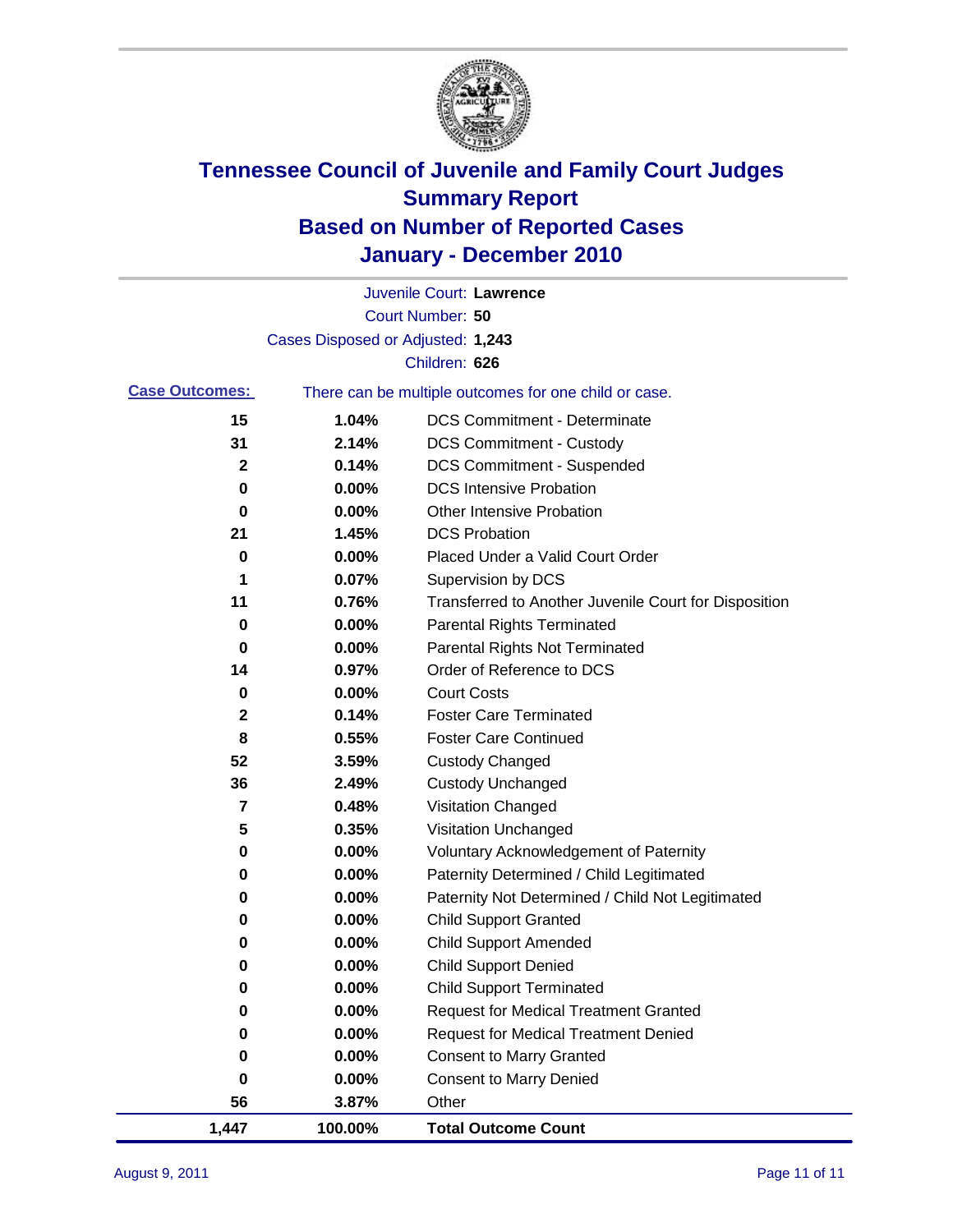# Tennessee Council of Juvenile and Family Court Judges
## Summary Report
## Based on Number of Reported Cases
## January - December 2010

Juvenile Court: **Lawrence**

Court Number: **50**

Cases Disposed or Adjusted: **1,243**

Children: **626**

**Case Outcomes:** There can be multiple outcomes for one child or case.

| | | |
|---|---|---|
| 15 | 1.04% | DCS Commitment - Determinate |
| 31 | 2.14% | DCS Commitment - Custody |
| 2 | 0.14% | DCS Commitment - Suspended |
| 0 | 0.00% | DCS Intensive Probation |
| 0 | 0.00% | Other Intensive Probation |
| 21 | 1.45% | DCS Probation |
| 0 | 0.00% | Placed Under a Valid Court Order |
| 1 | 0.07% | Supervision by DCS |
| 11 | 0.76% | Transferred to Another Juvenile Court for Disposition |
| 0 | 0.00% | Parental Rights Terminated |
| 0 | 0.00% | Parental Rights Not Terminated |
| 14 | 0.97% | Order of Reference to DCS |
| 0 | 0.00% | Court Costs |
| 2 | 0.14% | Foster Care Terminated |
| 8 | 0.55% | Foster Care Continued |
| 52 | 3.59% | Custody Changed |
| 36 | 2.49% | Custody Unchanged |
| 7 | 0.48% | Visitation Changed |
| 5 | 0.35% | Visitation Unchanged |
| 0 | 0.00% | Voluntary Acknowledgement of Paternity |
| 0 | 0.00% | Paternity Determined / Child Legitimated |
| 0 | 0.00% | Paternity Not Determined / Child Not Legitimated |
| 0 | 0.00% | Child Support Granted |
| 0 | 0.00% | Child Support Amended |
| 0 | 0.00% | Child Support Denied |
| 0 | 0.00% | Child Support Terminated |
| 0 | 0.00% | Request for Medical Treatment Granted |
| 0 | 0.00% | Request for Medical Treatment Denied |
| 0 | 0.00% | Consent to Marry Granted |
| 0 | 0.00% | Consent to Marry Denied |
| 56 | 3.87% | Other |
| **1,447** | **100.00%** | **Total Outcome Count** |

August 9, 2011